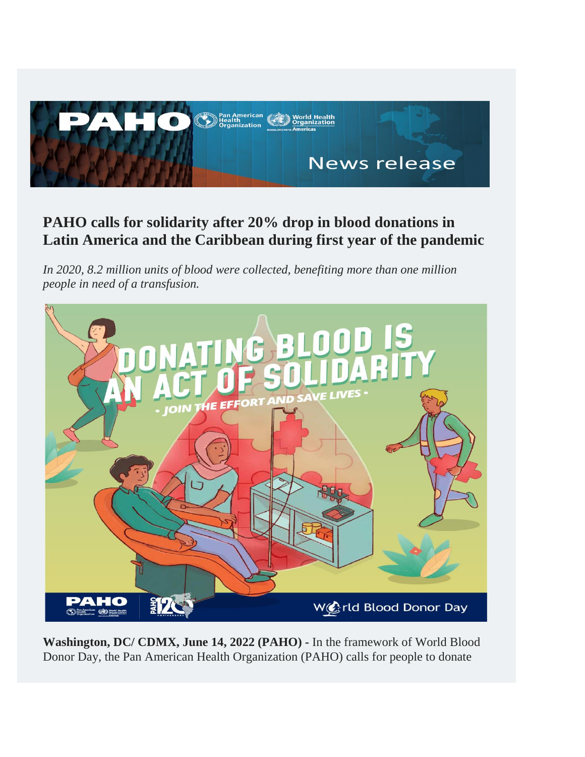# PAHO calls for solidarity after 20% drop in blood donations in Latin America and the Caribbean during first year of the pandemic

*In 2020, 8.2 million units of blood were collected, benefiting more than one million people in need of a transfusion.*

**Washington, DC/ CDMX, June 14, 2022 (PAHO) -** In the framework of World Blood Donor Day, the Pan American Health Organization (PAHO) calls for people to donate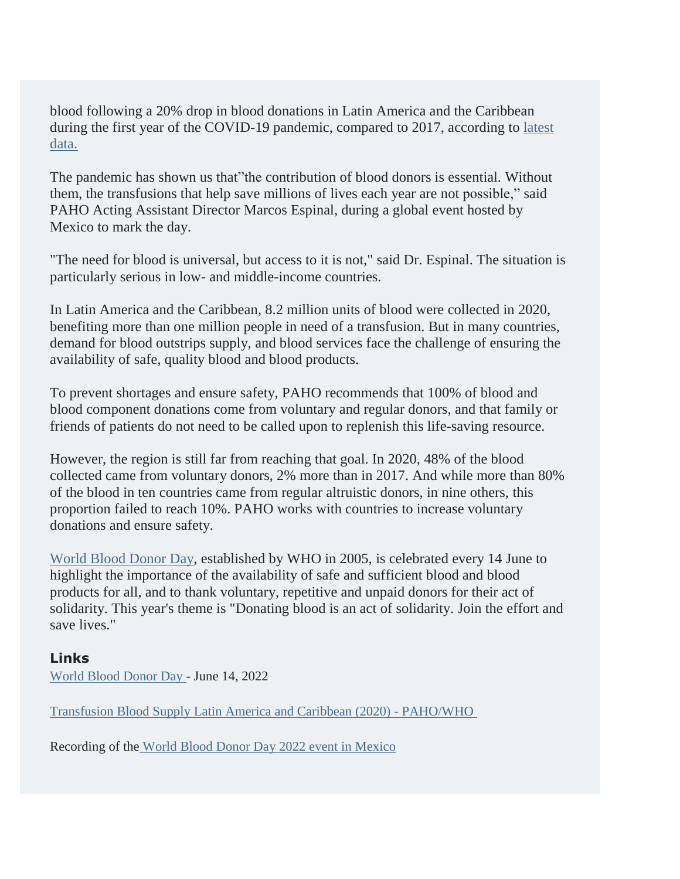blood following a 20% drop in blood donations in Latin America and the Caribbean during the first year of the COVID-19 pandemic, compared to 2017, according to [latest data.]

The pandemic has shown us that"the contribution of blood donors is essential. Without them, the transfusions that help save millions of lives each year are not possible," said PAHO Acting Assistant Director Marcos Espinal, during a global event hosted by Mexico to mark the day.

"The need for blood is universal, but access to it is not," said Dr. Espinal. The situation is particularly serious in low- and middle-income countries.

In Latin America and the Caribbean, 8.2 million units of blood were collected in 2020, benefiting more than one million people in need of a transfusion. But in many countries, demand for blood outstrips supply, and blood services face the challenge of ensuring the availability of safe, quality blood and blood products.

To prevent shortages and ensure safety, PAHO recommends that 100% of blood and blood component donations come from voluntary and regular donors, and that family or friends of patients do not need to be called upon to replenish this life-saving resource.

However, the region is still far from reaching that goal. In 2020, 48% of the blood collected came from voluntary donors, 2% more than in 2017. And while more than 80% of the blood in ten countries came from regular altruistic donors, in nine others, this proportion failed to reach 10%. PAHO works with countries to increase voluntary donations and ensure safety.

World Blood Donor Day, established by WHO in 2005, is celebrated every 14 June to highlight the importance of the availability of safe and sufficient blood and blood products for all, and to thank voluntary, repetitive and unpaid donors for their act of solidarity. This year's theme is "Donating blood is an act of solidarity. Join the effort and save lives."

### Links

World Blood Donor Day - June 14, 2022

Transfusion Blood Supply Latin America and Caribbean (2020) - PAHO/WHO

Recording of the World Blood Donor Day 2022 event in Mexico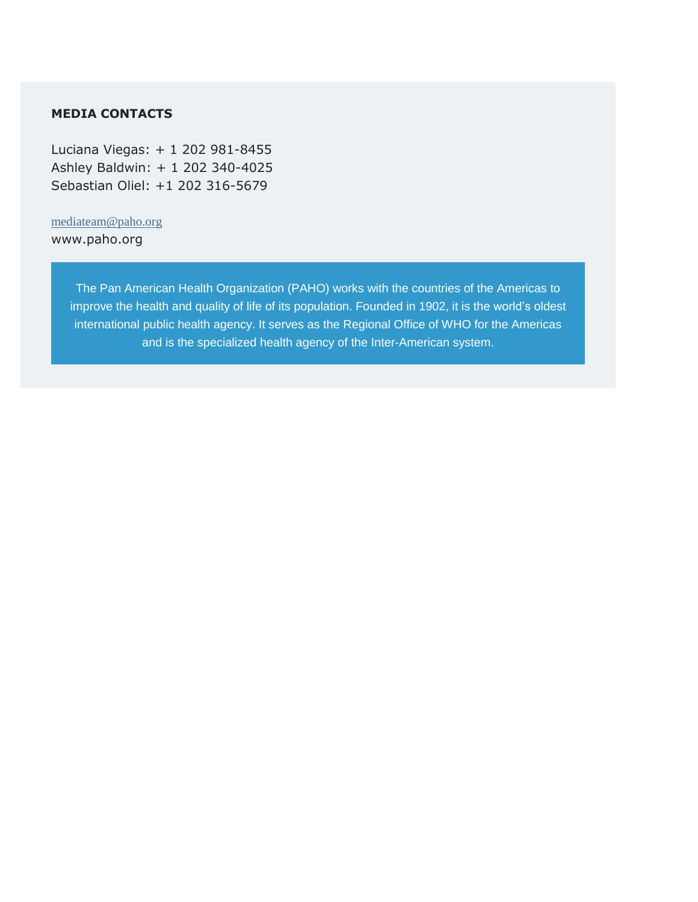**MEDIA CONTACTS**

Luciana Viegas: + 1 202 981-8455
Ashley Baldwin: + 1 202 340-4025
Sebastian Oliel: +1 202 316-5679

mediateam@paho.org
www.paho.org

The Pan American Health Organization (PAHO) works with the countries of the Americas to improve the health and quality of life of its population. Founded in 1902, it is the world's oldest international public health agency. It serves as the Regional Office of WHO for the Americas and is the specialized health agency of the Inter-American system.